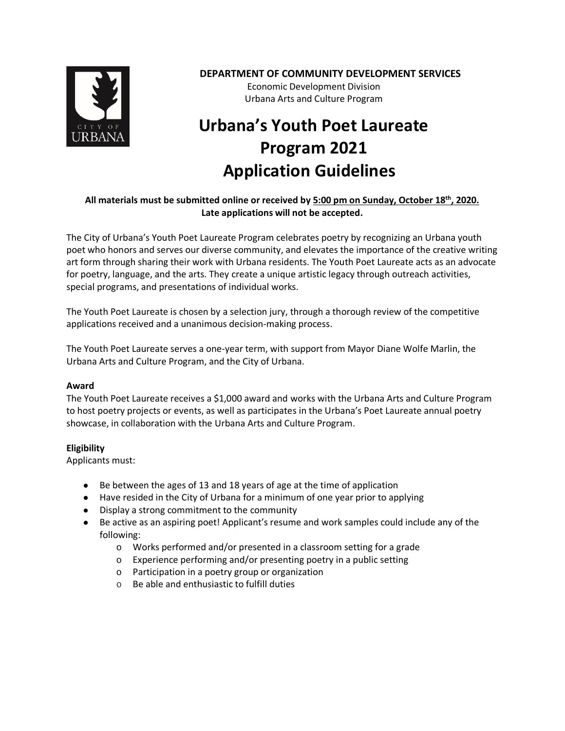**DEPARTMENT OF COMMUNITY DEVELOPMENT SERVICES**
Economic Development Division
Urbana Arts and Culture Program

# Urbana's Youth Poet Laureate Program 2021 Application Guidelines

**All materials must be submitted online or received by 5:00 pm on Sunday, October 18th, 2020. Late applications will not be accepted.**

The City of Urbana's Youth Poet Laureate Program celebrates poetry by recognizing an Urbana youth poet who honors and serves our diverse community, and elevates the importance of the creative writing art form through sharing their work with Urbana residents. The Youth Poet Laureate acts as an advocate for poetry, language, and the arts. They create a unique artistic legacy through outreach activities, special programs, and presentations of individual works.

The Youth Poet Laureate is chosen by a selection jury, through a thorough review of the competitive applications received and a unanimous decision-making process.

The Youth Poet Laureate serves a one-year term, with support from Mayor Diane Wolfe Marlin, the Urbana Arts and Culture Program, and the City of Urbana.

**Award**

The Youth Poet Laureate receives a $1,000 award and works with the Urbana Arts and Culture Program to host poetry projects or events, as well as participates in the Urbana's Poet Laureate annual poetry showcase, in collaboration with the Urbana Arts and Culture Program.

**Eligibility**

Applicants must:

- Be between the ages of 13 and 18 years of age at the time of application
- Have resided in the City of Urbana for a minimum of one year prior to applying
- Display a strong commitment to the community
- Be active as an aspiring poet! Applicant's resume and work samples could include any of the following:
  - Works performed and/or presented in a classroom setting for a grade
  - Experience performing and/or presenting poetry in a public setting
  - Participation in a poetry group or organization
  - Be able and enthusiastic to fulfill duties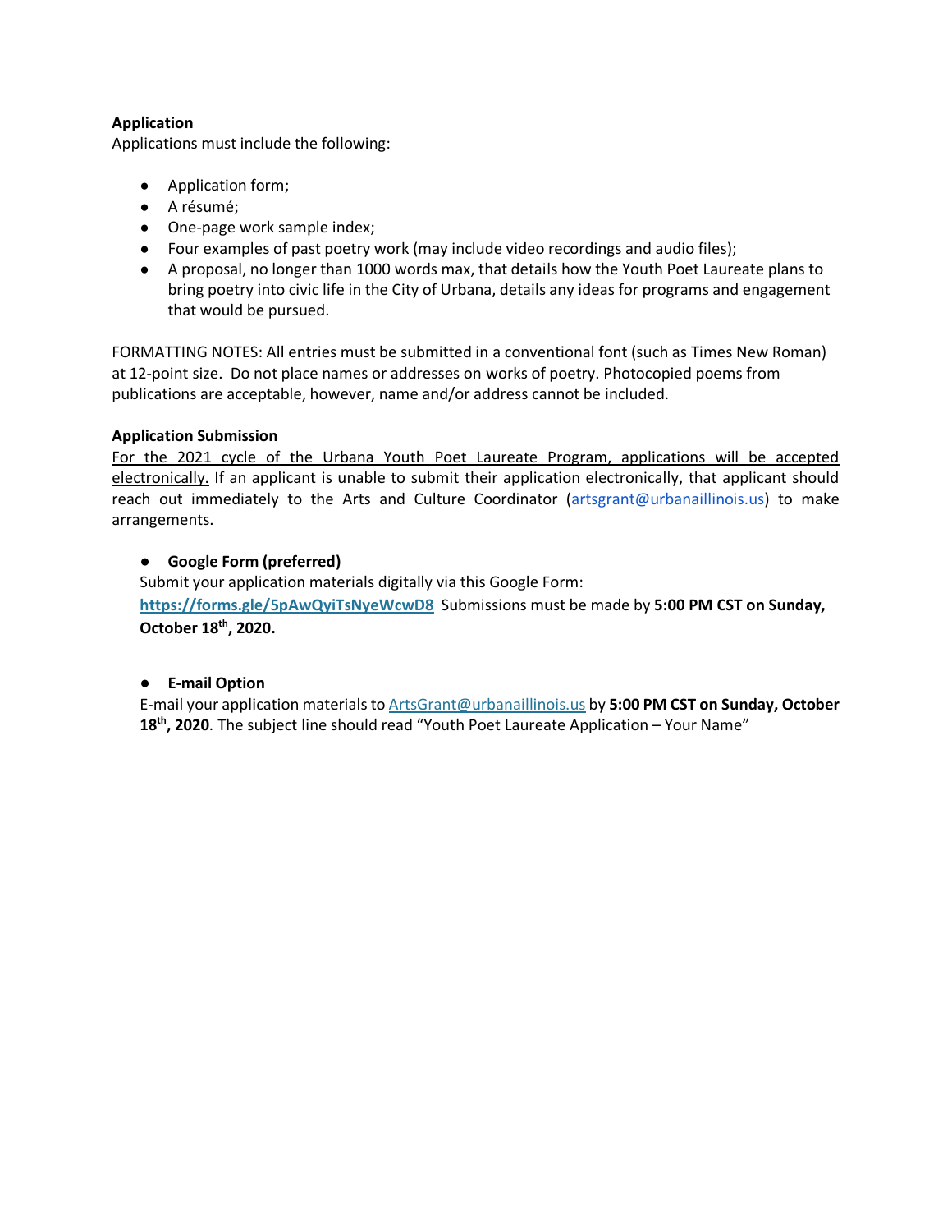**Application**

Applications must include the following:

- Application form;
- A résumé;
- One-page work sample index;
- Four examples of past poetry work (may include video recordings and audio files);
- A proposal, no longer than 1000 words max, that details how the Youth Poet Laureate plans to bring poetry into civic life in the City of Urbana, details any ideas for programs and engagement that would be pursued.

FORMATTING NOTES: All entries must be submitted in a conventional font (such as Times New Roman) at 12-point size. Do not place names or addresses on works of poetry. Photocopied poems from publications are acceptable, however, name and/or address cannot be included.

**Application Submission**

For the 2021 cycle of the Urbana Youth Poet Laureate Program, applications will be accepted electronically. If an applicant is unable to submit their application electronically, that applicant should reach out immediately to the Arts and Culture Coordinator (artsgrant@urbanaillinois.us) to make arrangements.

- **Google Form (preferred)**
  Submit your application materials digitally via this Google Form:
  **https://forms.gle/5pAwQyiTsNyeWcwD8** Submissions must be made by **5:00 PM CST on Sunday, October 18th, 2020.**

- **E-mail Option**
  E-mail your application materials to ArtsGrant@urbanaillinois.us by **5:00 PM CST on Sunday, October 18th, 2020**. The subject line should read "Youth Poet Laureate Application – Your Name"